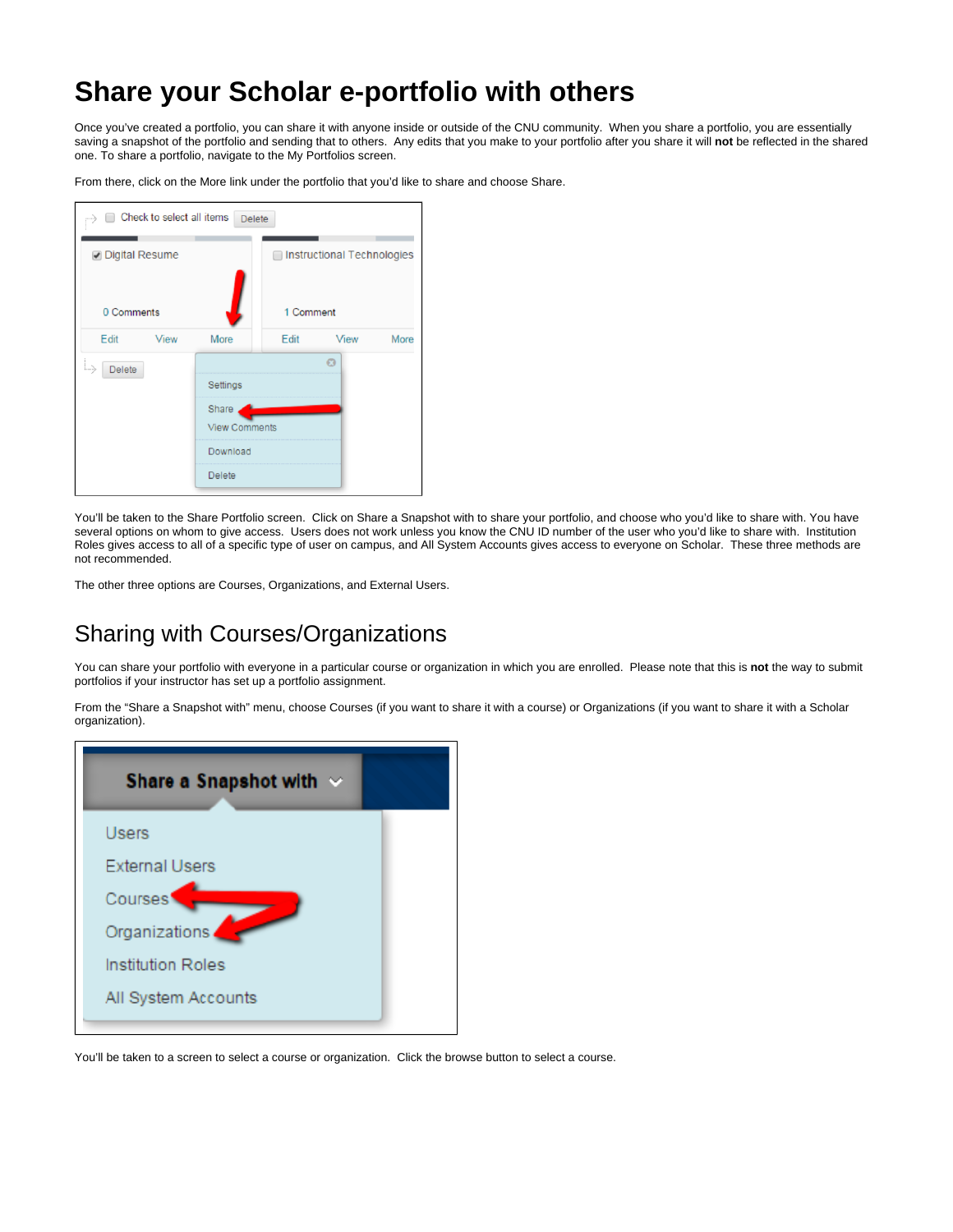# Share your Scholar e-portfolio with others

Once you've created a portfolio, you can share it with anyone inside or outside of the CNU community. When you share a portfolio, you are essentially saving a snapshot of the portfolio and sending that to others. Any edits that you make to your portfolio after you share it will **not** be reflected in the shared one. To share a portfolio, navigate to the My Portfolios screen.

From there, click on the More link under the portfolio that you'd like to share and choose Share.

You'll be taken to the Share Portfolio screen. Click on Share a Snapshot with to share your portfolio, and choose who you'd like to share with. You have several options on whom to give access. Users does not work unless you know the CNU ID number of the user who you'd like to share with. Institution Roles gives access to all of a specific type of user on campus, and All System Accounts gives access to everyone on Scholar. These three methods are not recommended.

The other three options are Courses, Organizations, and External Users.

## Sharing with Courses/Organizations

You can share your portfolio with everyone in a particular course or organization in which you are enrolled. Please note that this is **not** the way to submit portfolios if your instructor has set up a portfolio assignment.

From the "Share a Snapshot with" menu, choose Courses (if you want to share it with a course) or Organizations (if you want to share it with a Scholar organization).

You'll be taken to a screen to select a course or organization. Click the browse button to select a course.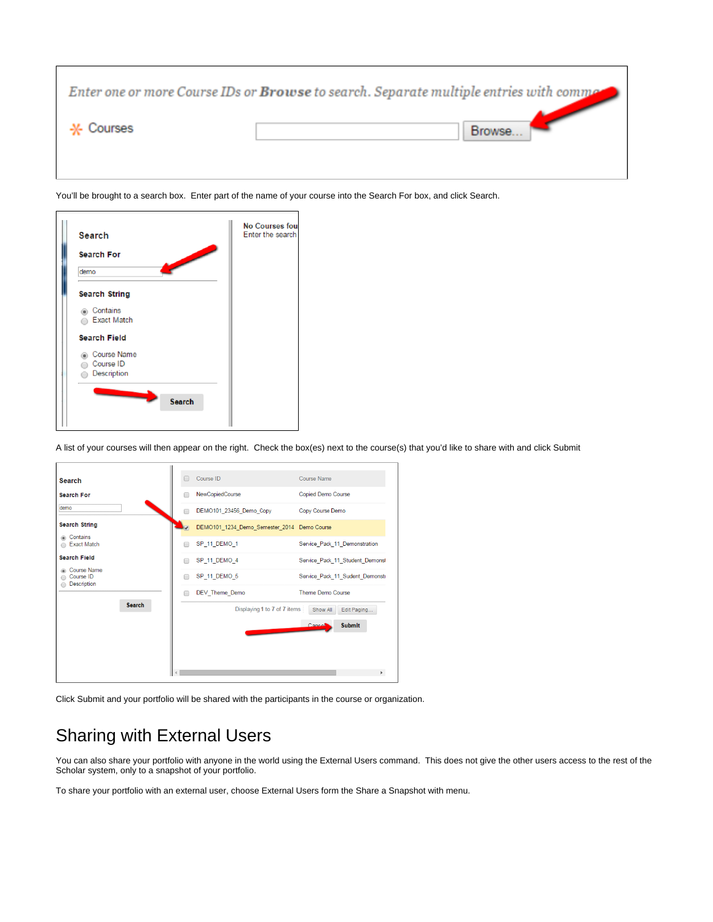You'll be brought to a search box. Enter part of the name of your course into the Search For box, and click Search.

A list of your courses will then appear on the right. Check the box(es) next to the course(s) that you'd like to share with and click Submit

Click Submit and your portfolio will be shared with the participants in the course or organization.

## Sharing with External Users

You can also share your portfolio with anyone in the world using the External Users command. This does not give the other users access to the rest of the Scholar system, only to a snapshot of your portfolio.

To share your portfolio with an external user, choose External Users form the Share a Snapshot with menu.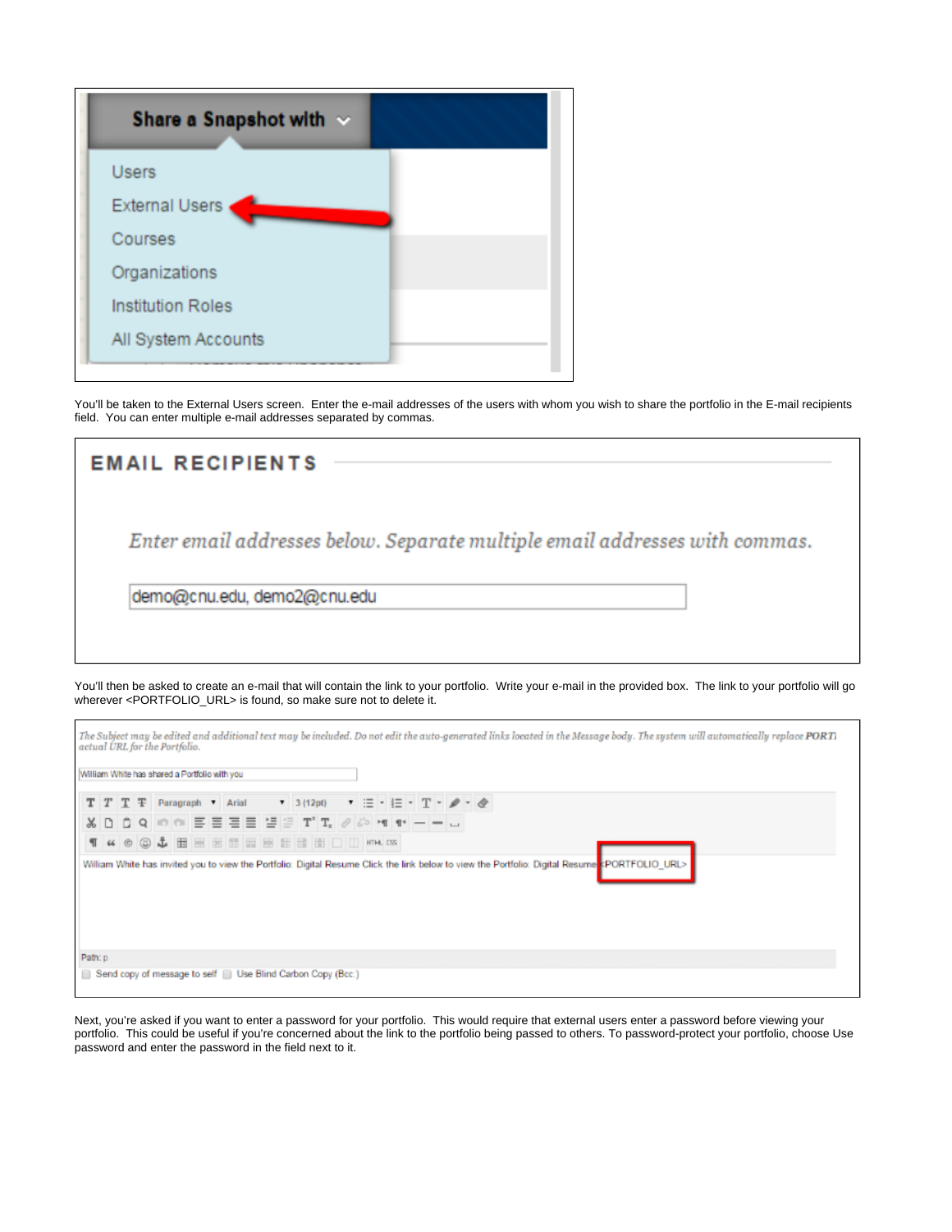You'll be taken to the External Users screen. Enter the e-mail addresses of the users with whom you wish to share the portfolio in the E-mail recipients field. You can enter multiple e-mail addresses separated by commas.

You'll then be asked to create an e-mail that will contain the link to your portfolio. Write your e-mail in the provided box. The link to your portfolio will go wherever <PORTFOLIO_URL> is found, so make sure not to delete it.

Next, you're asked if you want to enter a password for your portfolio. This would require that external users enter a password before viewing your portfolio. This could be useful if you're concerned about the link to the portfolio being passed to others. To password-protect your portfolio, choose Use password and enter the password in the field next to it.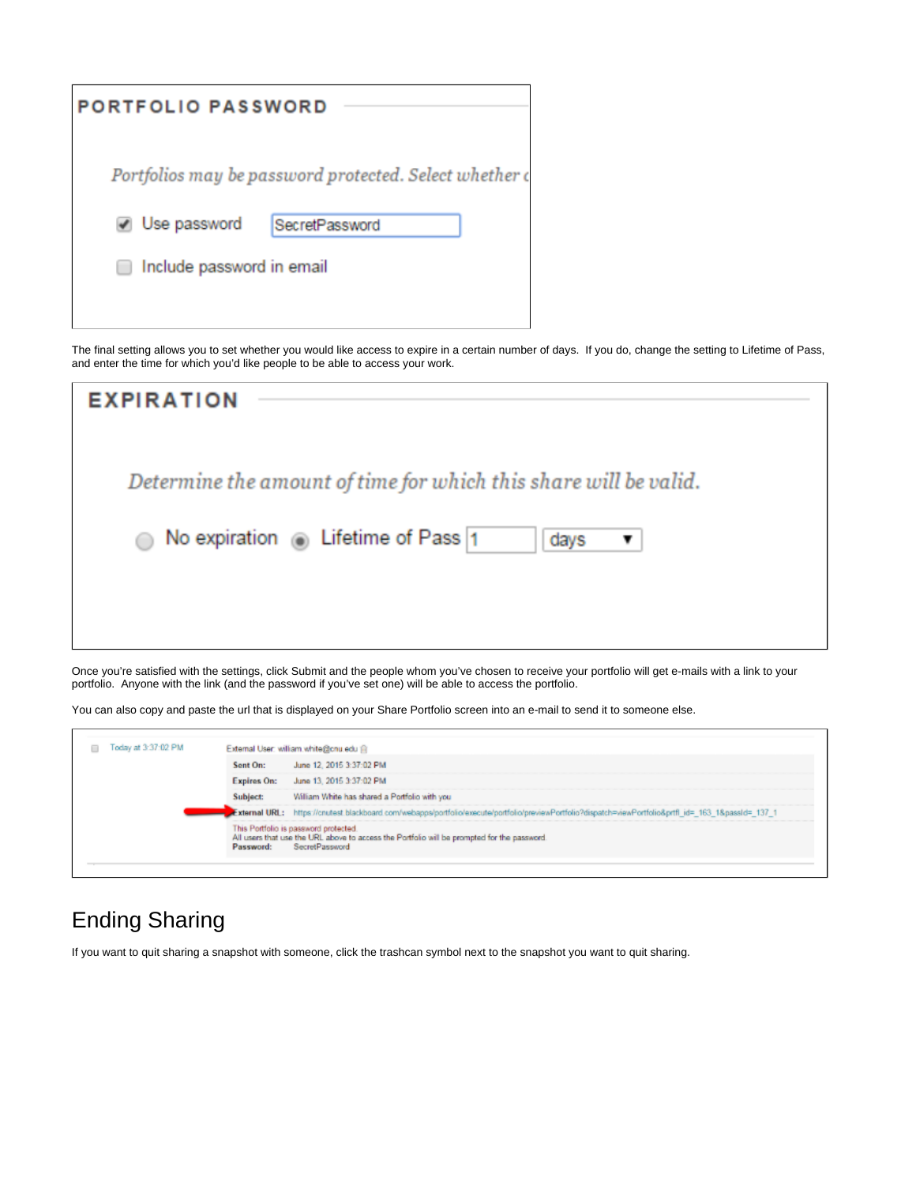The final setting allows you to set whether you would like access to expire in a certain number of days. If you do, change the setting to Lifetime of Pass, and enter the time for which you'd like people to be able to access your work.

Once you're satisfied with the settings, click Submit and the people whom you've chosen to receive your portfolio will get e-mails with a link to your portfolio. Anyone with the link (and the password if you've set one) will be able to access the portfolio.

You can also copy and paste the url that is displayed on your Share Portfolio screen into an e-mail to send it to someone else.

# Ending Sharing

If you want to quit sharing a snapshot with someone, click the trashcan symbol next to the snapshot you want to quit sharing.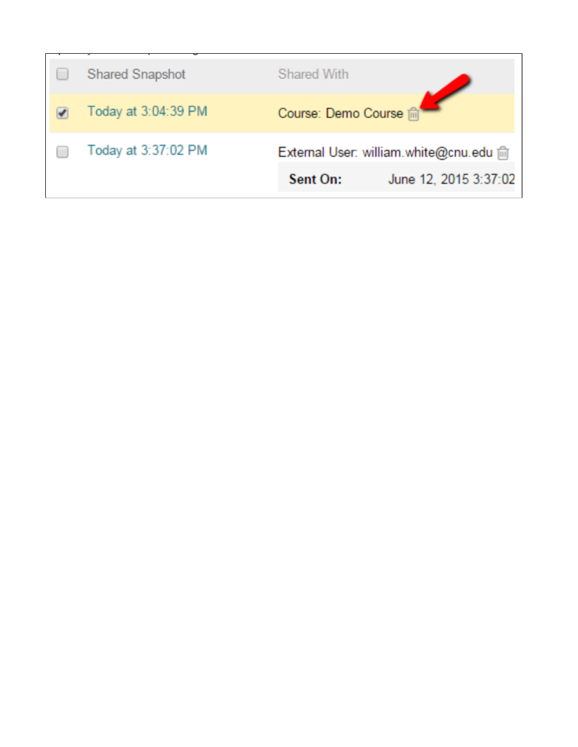| Shared Snapshot | Shared With |
| --- | --- |
| Today at 3:04:39 PM | Course: Demo Course |
| Today at 3:37:02 PM | External User: william.white@cnu.edu<br>**Sent On:** June 12, 2015 3:37:02 |